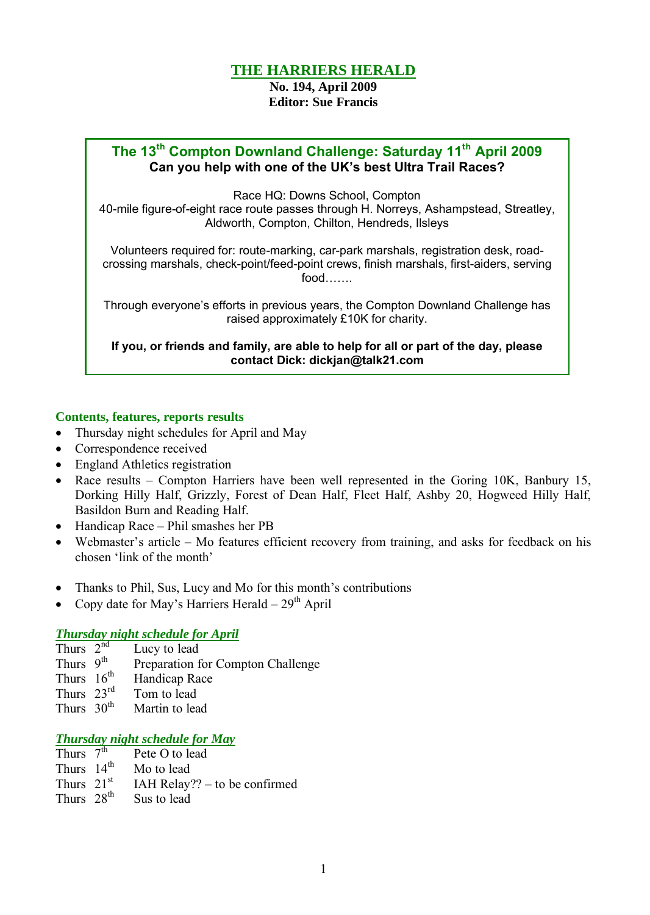# THE HARRIERS HERALD

**No. 194, April 2009**
**Editor: Sue Francis**

## The 13th Compton Downland Challenge: Saturday 11th April 2009

**Can you help with one of the UK's best Ultra Trail Races?**

Race HQ: Downs School, Compton
40-mile figure-of-eight race route passes through H. Norreys, Ashampstead, Streatley, Aldworth, Compton, Chilton, Hendreds, Ilsleys

Volunteers required for: route-marking, car-park marshals, registration desk, road-crossing marshals, check-point/feed-point crews, finish marshals, first-aiders, serving food…….

Through everyone's efforts in previous years, the Compton Downland Challenge has raised approximately £10K for charity.

**If you, or friends and family, are able to help for all or part of the day, please contact Dick: dickjan@talk21.com**

### Contents, features, reports results

- Thursday night schedules for April and May
- Correspondence received
- England Athletics registration
- Race results – Compton Harriers have been well represented in the Goring 10K, Banbury 15, Dorking Hilly Half, Grizzly, Forest of Dean Half, Fleet Half, Ashby 20, Hogweed Hilly Half, Basildon Burn and Reading Half.
- Handicap Race – Phil smashes her PB
- Webmaster's article – Mo features efficient recovery from training, and asks for feedback on his chosen 'link of the month'

- Thanks to Phil, Sus, Lucy and Mo for this month's contributions
- Copy date for May's Harriers Herald – 29th April

### *Thursday night schedule for April*

| | |
|---|---|
| Thurs 2nd | Lucy to lead |
| Thurs 9th | Preparation for Compton Challenge |
| Thurs 16th | Handicap Race |
| Thurs 23rd | Tom to lead |
| Thurs 30th | Martin to lead |

### *Thursday night schedule for May*

| | |
|---|---|
| Thurs 7th | Pete O to lead |
| Thurs 14th | Mo to lead |
| Thurs 21st | IAH Relay?? – to be confirmed |
| Thurs 28th | Sus to lead |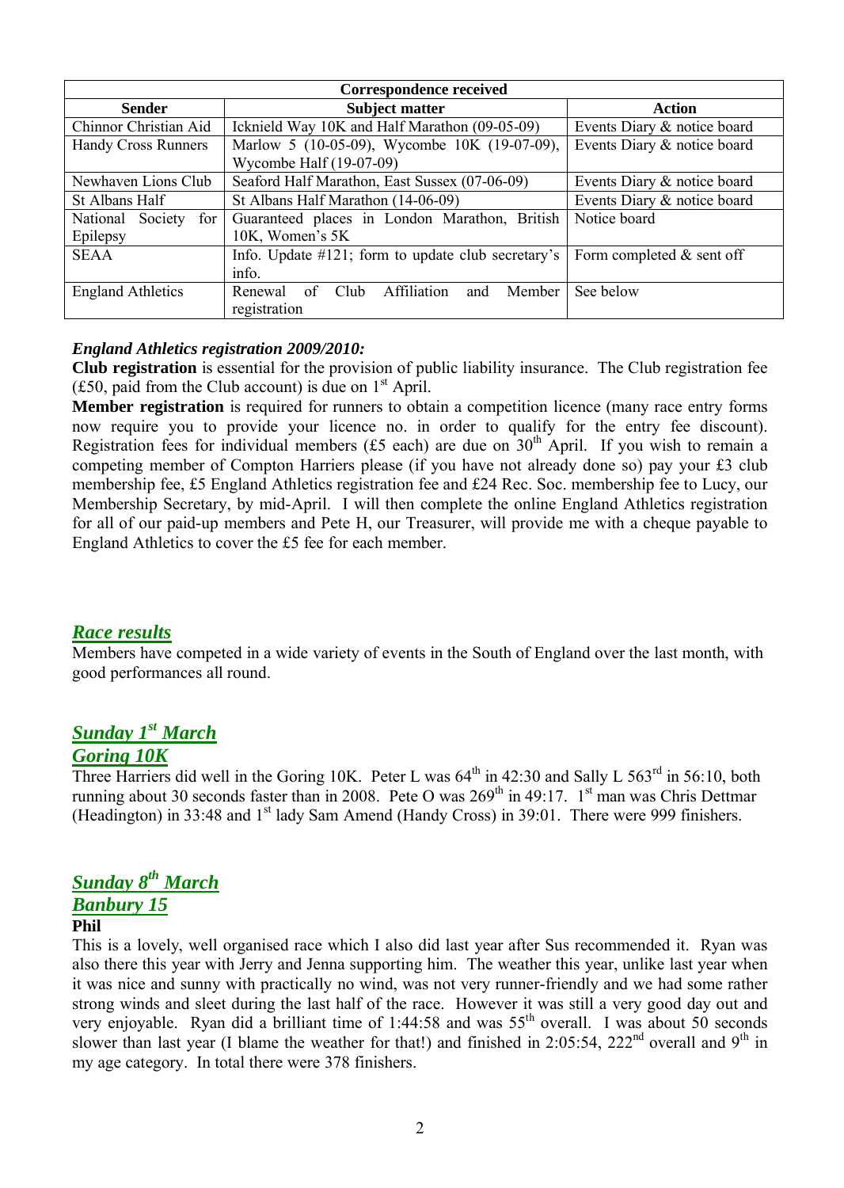| Correspondence received | | |
|---|---|---|
| **Sender** | **Subject matter** | **Action** |
| Chinnor Christian Aid | Icknield Way 10K and Half Marathon (09-05-09) | Events Diary & notice board |
| Handy Cross Runners | Marlow 5 (10-05-09), Wycombe 10K (19-07-09), Wycombe Half (19-07-09) | Events Diary & notice board |
| Newhaven Lions Club | Seaford Half Marathon, East Sussex (07-06-09) | Events Diary & notice board |
| St Albans Half | St Albans Half Marathon (14-06-09) | Events Diary & notice board |
| National Society for Epilepsy | Guaranteed places in London Marathon, British 10K, Women's 5K | Notice board |
| SEAA | Info. Update #121; form to update club secretary's info. | Form completed & sent off |
| England Athletics | Renewal of Club Affiliation and Member registration | See below |

***England Athletics registration 2009/2010:***

**Club registration** is essential for the provision of public liability insurance. The Club registration fee (£50, paid from the Club account) is due on 1st April.

**Member registration** is required for runners to obtain a competition licence (many race entry forms now require you to provide your licence no. in order to qualify for the entry fee discount). Registration fees for individual members (£5 each) are due on 30th April. If you wish to remain a competing member of Compton Harriers please (if you have not already done so) pay your £3 club membership fee, £5 England Athletics registration fee and £24 Rec. Soc. membership fee to Lucy, our Membership Secretary, by mid-April. I will then complete the online England Athletics registration for all of our paid-up members and Pete H, our Treasurer, will provide me with a cheque payable to England Athletics to cover the £5 fee for each member.

## ***Race results***

Members have competed in a wide variety of events in the South of England over the last month, with good performances all round.

### ***Sunday 1st March***
### ***Goring 10K***

Three Harriers did well in the Goring 10K. Peter L was 64th in 42:30 and Sally L 563rd in 56:10, both running about 30 seconds faster than in 2008. Pete O was 269th in 49:17. 1st man was Chris Dettmar (Headington) in 33:48 and 1st lady Sam Amend (Handy Cross) in 39:01. There were 999 finishers.

### ***Sunday 8th March***
### ***Banbury 15***

**Phil**

This is a lovely, well organised race which I also did last year after Sus recommended it. Ryan was also there this year with Jerry and Jenna supporting him. The weather this year, unlike last year when it was nice and sunny with practically no wind, was not very runner-friendly and we had some rather strong winds and sleet during the last half of the race. However it was still a very good day out and very enjoyable. Ryan did a brilliant time of 1:44:58 and was 55th overall. I was about 50 seconds slower than last year (I blame the weather for that!) and finished in 2:05:54, 222nd overall and 9th in my age category. In total there were 378 finishers.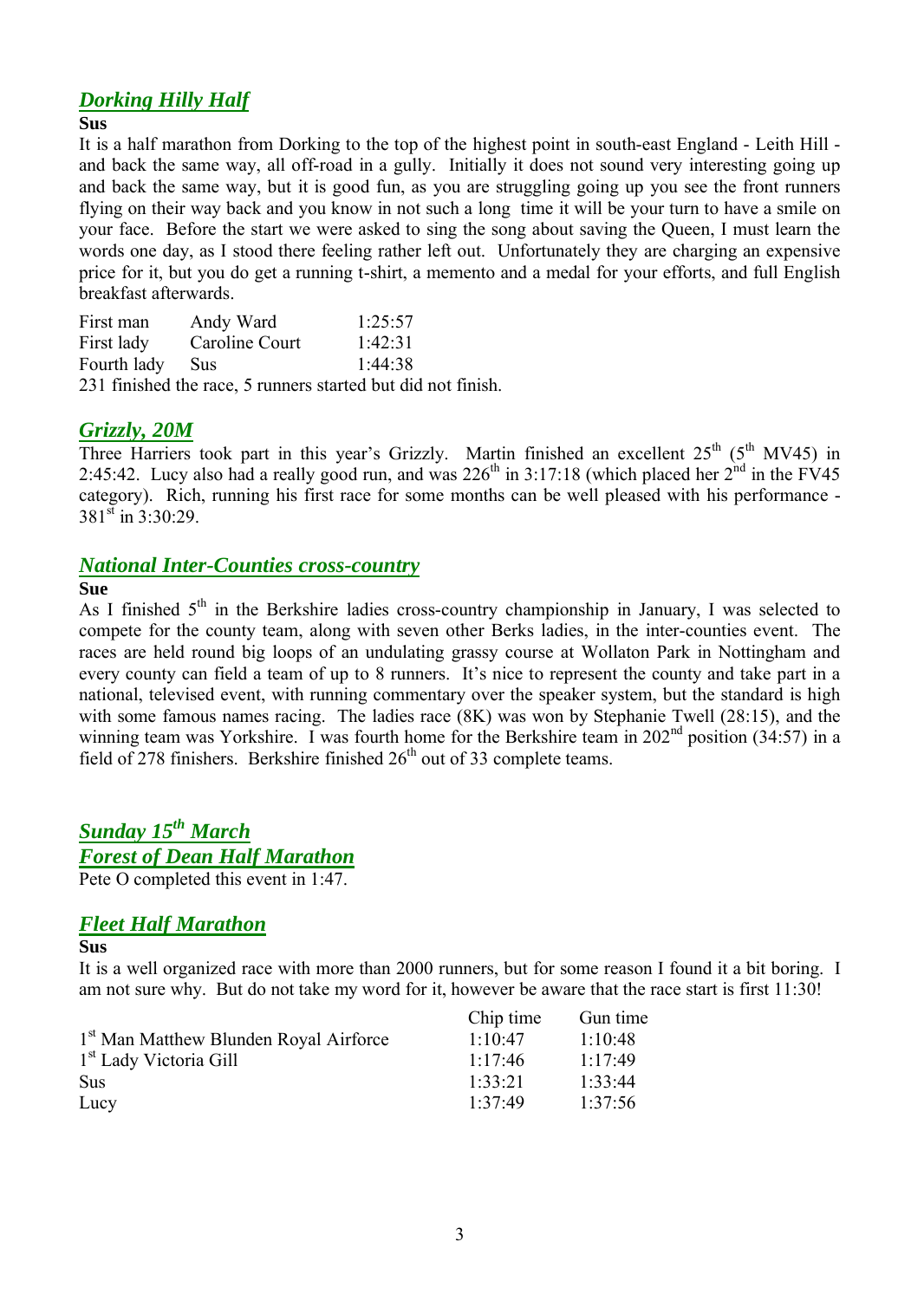## *Dorking Hilly Half*

**Sus**

It is a half marathon from Dorking to the top of the highest point in south-east England - Leith Hill - and back the same way, all off-road in a gully. Initially it does not sound very interesting going up and back the same way, but it is good fun, as you are struggling going up you see the front runners flying on their way back and you know in not such a long time it will be your turn to have a smile on your face. Before the start we were asked to sing the song about saving the Queen, I must learn the words one day, as I stood there feeling rather left out. Unfortunately they are charging an expensive price for it, but you do get a running t-shirt, a memento and a medal for your efforts, and full English breakfast afterwards.

| | | |
|---|---|---|
| First man | Andy Ward | 1:25:57 |
| First lady | Caroline Court | 1:42:31 |
| Fourth lady | Sus | 1:44:38 |

231 finished the race, 5 runners started but did not finish.

## *Grizzly, 20M*

Three Harriers took part in this year's Grizzly. Martin finished an excellent 25th (5th MV45) in 2:45:42. Lucy also had a really good run, and was 226th in 3:17:18 (which placed her 2nd in the FV45 category). Rich, running his first race for some months can be well pleased with his performance - 381st in 3:30:29.

## *National Inter-Counties cross-country*

**Sue**

As I finished 5th in the Berkshire ladies cross-country championship in January, I was selected to compete for the county team, along with seven other Berks ladies, in the inter-counties event. The races are held round big loops of an undulating grassy course at Wollaton Park in Nottingham and every county can field a team of up to 8 runners. It's nice to represent the county and take part in a national, televised event, with running commentary over the speaker system, but the standard is high with some famous names racing. The ladies race (8K) was won by Stephanie Twell (28:15), and the winning team was Yorkshire. I was fourth home for the Berkshire team in 202nd position (34:57) in a field of 278 finishers. Berkshire finished 26th out of 33 complete teams.

## *Sunday 15th March*

## *Forest of Dean Half Marathon*

Pete O completed this event in 1:47.

## *Fleet Half Marathon*

**Sus**

It is a well organized race with more than 2000 runners, but for some reason I found it a bit boring. I am not sure why. But do not take my word for it, however be aware that the race start is first 11:30!

| | Chip time | Gun time |
|---|---|---|
| 1st Man Matthew Blunden Royal Airforce | 1:10:47 | 1:10:48 |
| 1st Lady Victoria Gill | 1:17:46 | 1:17:49 |
| Sus | 1:33:21 | 1:33:44 |
| Lucy | 1:37:49 | 1:37:56 |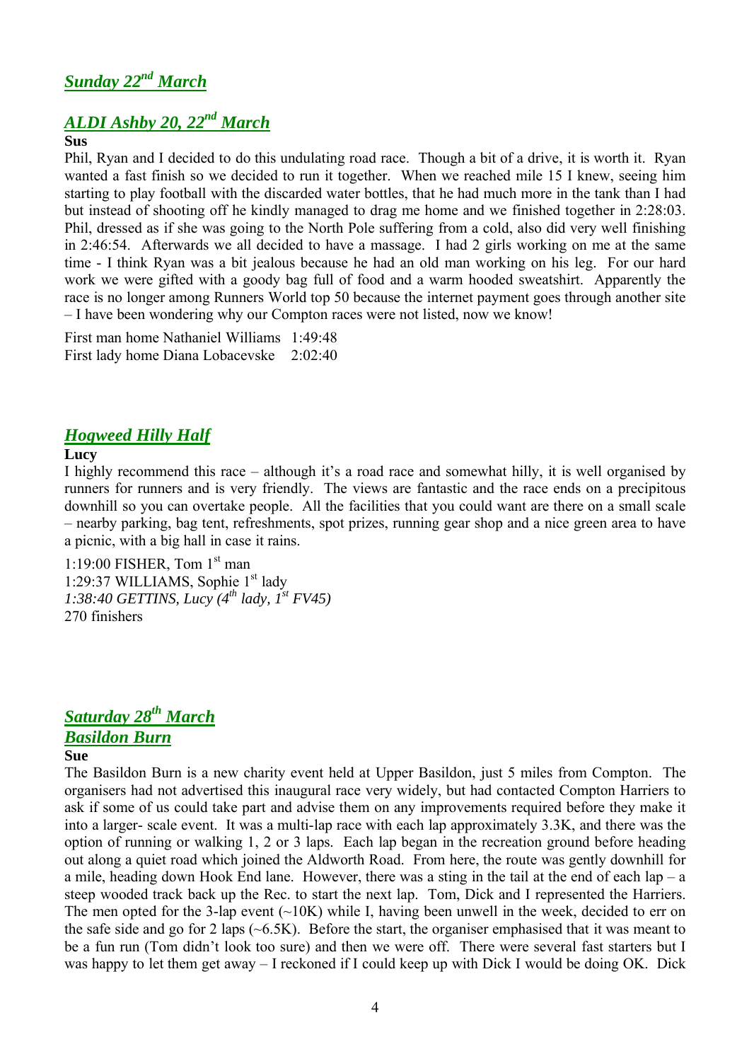## *Sunday 22nd March*

## *ALDI Ashby 20, 22nd March*

**Sus**

Phil, Ryan and I decided to do this undulating road race. Though a bit of a drive, it is worth it. Ryan wanted a fast finish so we decided to run it together. When we reached mile 15 I knew, seeing him starting to play football with the discarded water bottles, that he had much more in the tank than I had but instead of shooting off he kindly managed to drag me home and we finished together in 2:28:03. Phil, dressed as if she was going to the North Pole suffering from a cold, also did very well finishing in 2:46:54. Afterwards we all decided to have a massage. I had 2 girls working on me at the same time - I think Ryan was a bit jealous because he had an old man working on his leg. For our hard work we were gifted with a goody bag full of food and a warm hooded sweatshirt. Apparently the race is no longer among Runners World top 50 because the internet payment goes through another site – I have been wondering why our Compton races were not listed, now we know!

First man home Nathaniel Williams 1:49:48
First lady home Diana Lobacevske 2:02:40

## *Hogweed Hilly Half*

**Lucy**

I highly recommend this race – although it's a road race and somewhat hilly, it is well organised by runners for runners and is very friendly. The views are fantastic and the race ends on a precipitous downhill so you can overtake people. All the facilities that you could want are there on a small scale – nearby parking, bag tent, refreshments, spot prizes, running gear shop and a nice green area to have a picnic, with a big hall in case it rains.

1:19:00 FISHER, Tom 1st man
1:29:37 WILLIAMS, Sophie 1st lady
*1:38:40 GETTINS, Lucy (4th lady, 1st FV45)*
270 finishers

## *Saturday 28th March*

## *Basildon Burn*

**Sue**

The Basildon Burn is a new charity event held at Upper Basildon, just 5 miles from Compton. The organisers had not advertised this inaugural race very widely, but had contacted Compton Harriers to ask if some of us could take part and advise them on any improvements required before they make it into a larger- scale event. It was a multi-lap race with each lap approximately 3.3K, and there was the option of running or walking 1, 2 or 3 laps. Each lap began in the recreation ground before heading out along a quiet road which joined the Aldworth Road. From here, the route was gently downhill for a mile, heading down Hook End lane. However, there was a sting in the tail at the end of each lap – a steep wooded track back up the Rec. to start the next lap. Tom, Dick and I represented the Harriers. The men opted for the 3-lap event (~10K) while I, having been unwell in the week, decided to err on the safe side and go for 2 laps (~6.5K). Before the start, the organiser emphasised that it was meant to be a fun run (Tom didn't look too sure) and then we were off. There were several fast starters but I was happy to let them get away – I reckoned if I could keep up with Dick I would be doing OK. Dick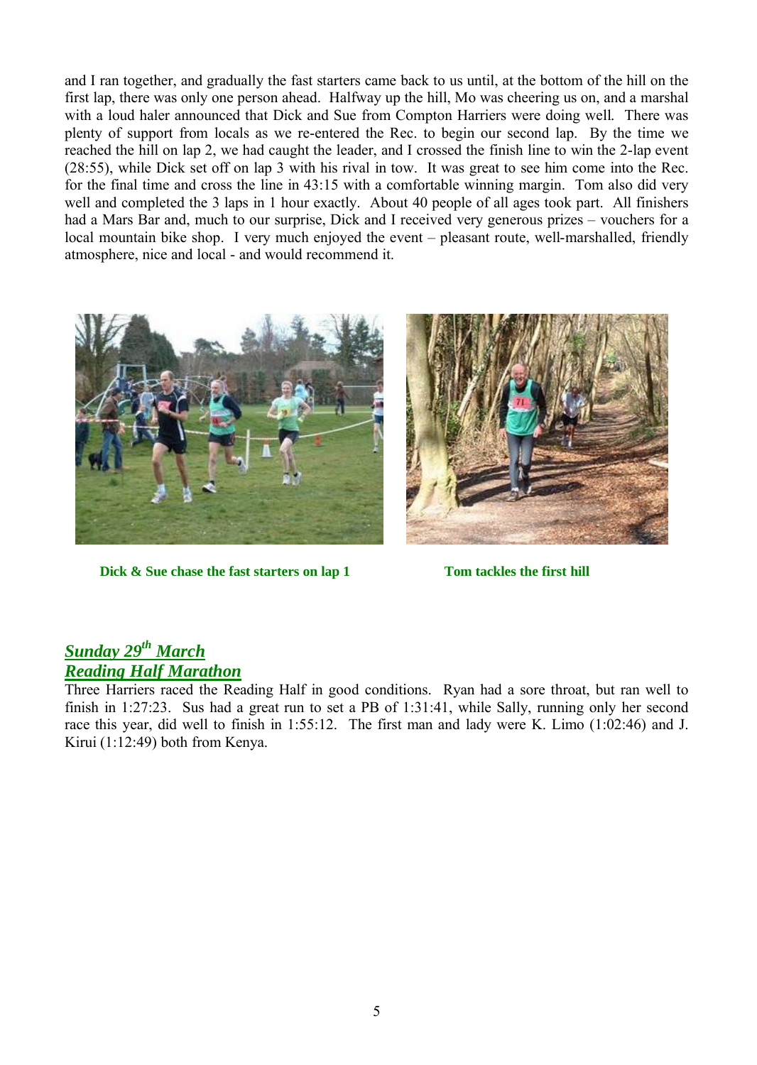and I ran together, and gradually the fast starters came back to us until, at the bottom of the hill on the first lap, there was only one person ahead. Halfway up the hill, Mo was cheering us on, and a marshal with a loud haler announced that Dick and Sue from Compton Harriers were doing well. There was plenty of support from locals as we re-entered the Rec. to begin our second lap. By the time we reached the hill on lap 2, we had caught the leader, and I crossed the finish line to win the 2-lap event (28:55), while Dick set off on lap 3 with his rival in tow. It was great to see him come into the Rec. for the final time and cross the line in 43:15 with a comfortable winning margin. Tom also did very well and completed the 3 laps in 1 hour exactly. About 40 people of all ages took part. All finishers had a Mars Bar and, much to our surprise, Dick and I received very generous prizes – vouchers for a local mountain bike shop. I very much enjoyed the event – pleasant route, well-marshalled, friendly atmosphere, nice and local - and would recommend it.

**Dick & Sue chase the fast starters on lap 1**

**Tom tackles the first hill**

## *Sunday 29th March*
## *Reading Half Marathon*

Three Harriers raced the Reading Half in good conditions. Ryan had a sore throat, but ran well to finish in 1:27:23. Sus had a great run to set a PB of 1:31:41, while Sally, running only her second race this year, did well to finish in 1:55:12. The first man and lady were K. Limo (1:02:46) and J. Kirui (1:12:49) both from Kenya.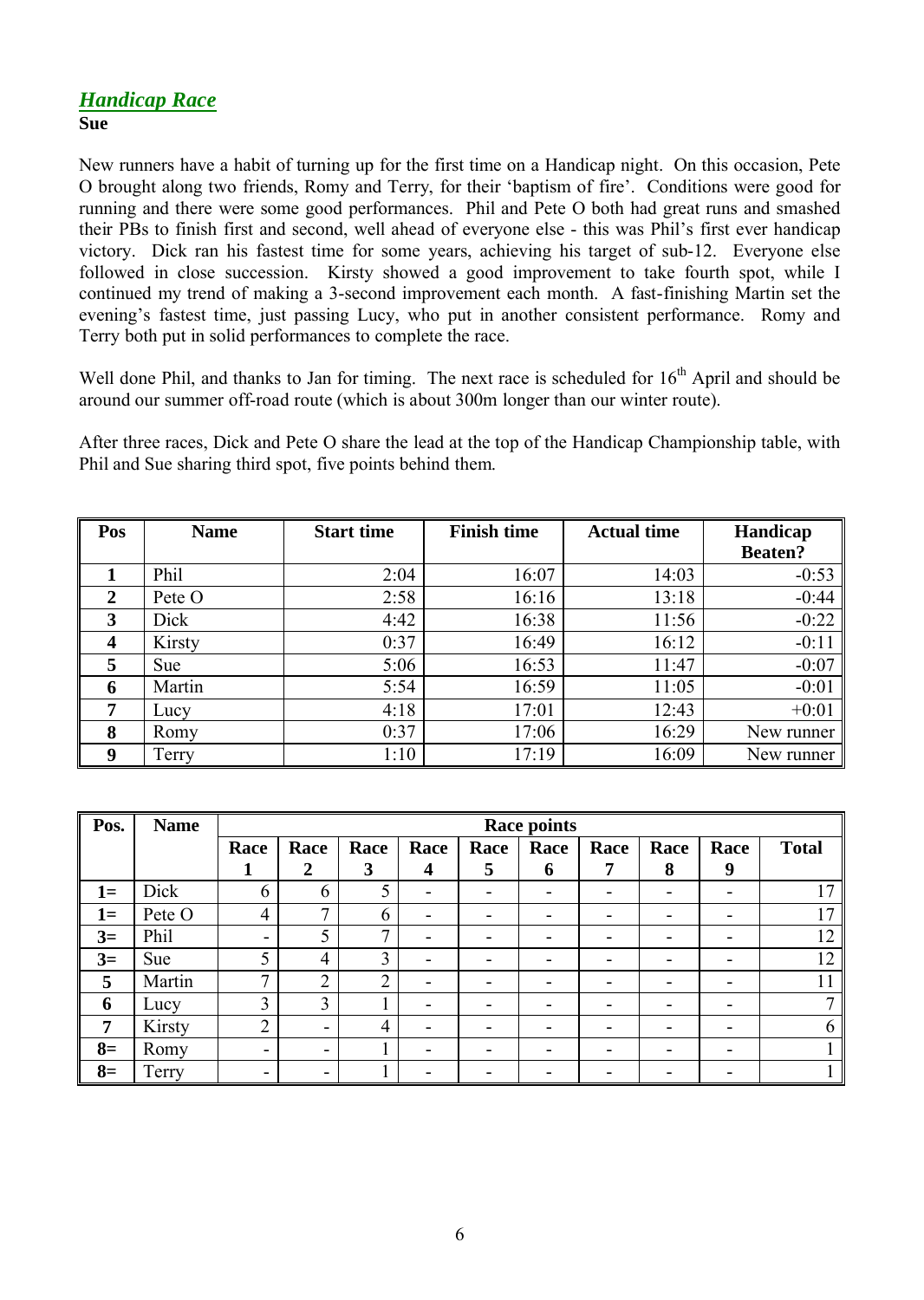## *Handicap Race*

**Sue**

New runners have a habit of turning up for the first time on a Handicap night. On this occasion, Pete O brought along two friends, Romy and Terry, for their 'baptism of fire'. Conditions were good for running and there were some good performances. Phil and Pete O both had great runs and smashed their PBs to finish first and second, well ahead of everyone else - this was Phil's first ever handicap victory. Dick ran his fastest time for some years, achieving his target of sub-12. Everyone else followed in close succession. Kirsty showed a good improvement to take fourth spot, while I continued my trend of making a 3-second improvement each month. A fast-finishing Martin set the evening's fastest time, just passing Lucy, who put in another consistent performance. Romy and Terry both put in solid performances to complete the race.

Well done Phil, and thanks to Jan for timing. The next race is scheduled for 16th April and should be around our summer off-road route (which is about 300m longer than our winter route).

After three races, Dick and Pete O share the lead at the top of the Handicap Championship table, with Phil and Sue sharing third spot, five points behind them.

| Pos | Name | Start time | Finish time | Actual time | Handicap Beaten? |
|---|---|---|---|---|---|
| 1 | Phil | 2:04 | 16:07 | 14:03 | -0:53 |
| 2 | Pete O | 2:58 | 16:16 | 13:18 | -0:44 |
| 3 | Dick | 4:42 | 16:38 | 11:56 | -0:22 |
| 4 | Kirsty | 0:37 | 16:49 | 16:12 | -0:11 |
| 5 | Sue | 5:06 | 16:53 | 11:47 | -0:07 |
| 6 | Martin | 5:54 | 16:59 | 11:05 | -0:01 |
| 7 | Lucy | 4:18 | 17:01 | 12:43 | +0:01 |
| 8 | Romy | 0:37 | 17:06 | 16:29 | New runner |
| 9 | Terry | 1:10 | 17:19 | 16:09 | New runner |

| Pos. | Name | Race points | | | | | | | | | |
|---|---|---|---|---|---|---|---|---|---|---|---|
| | | Race 1 | Race 2 | Race 3 | Race 4 | Race 5 | Race 6 | Race 7 | Race 8 | Race 9 | Total |
| 1= | Dick | 6 | 6 | 5 | - | - | - | - | - | - | 17 |
| 1= | Pete O | 4 | 7 | 6 | - | - | - | - | - | - | 17 |
| 3= | Phil | - | 5 | 7 | - | - | - | - | - | - | 12 |
| 3= | Sue | 5 | 4 | 3 | - | - | - | - | - | - | 12 |
| 5 | Martin | 7 | 2 | 2 | - | - | - | - | - | - | 11 |
| 6 | Lucy | 3 | 3 | 1 | - | - | - | - | - | - | 7 |
| 7 | Kirsty | 2 | - | 4 | - | - | - | - | - | - | 6 |
| 8= | Romy | - | - | 1 | - | - | - | - | - | - | 1 |
| 8= | Terry | - | - | 1 | - | - | - | - | - | - | 1 |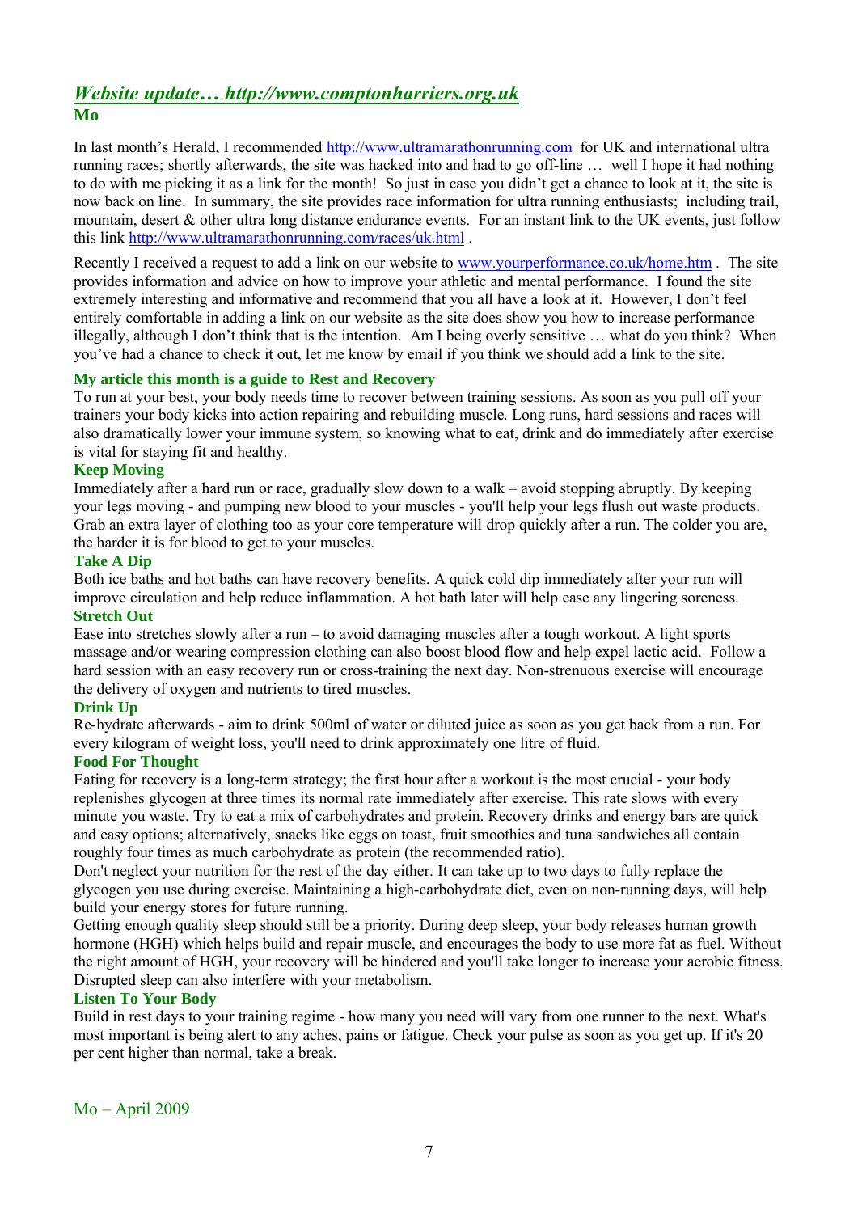## *Website update… http://www.comptonharriers.org.uk*

**Mo**

In last month's Herald, I recommended http://www.ultramarathonrunning.com for UK and international ultra running races; shortly afterwards, the site was hacked into and had to go off-line … well I hope it had nothing to do with me picking it as a link for the month! So just in case you didn't get a chance to look at it, the site is now back on line. In summary, the site provides race information for ultra running enthusiasts; including trail, mountain, desert & other ultra long distance endurance events. For an instant link to the UK events, just follow this link http://www.ultramarathonrunning.com/races/uk.html .

Recently I received a request to add a link on our website to www.yourperformance.co.uk/home.htm . The site provides information and advice on how to improve your athletic and mental performance. I found the site extremely interesting and informative and recommend that you all have a look at it. However, I don't feel entirely comfortable in adding a link on our website as the site does show you how to increase performance illegally, although I don't think that is the intention. Am I being overly sensitive … what do you think? When you've had a chance to check it out, let me know by email if you think we should add a link to the site.

### My article this month is a guide to Rest and Recovery

To run at your best, your body needs time to recover between training sessions. As soon as you pull off your trainers your body kicks into action repairing and rebuilding muscle. Long runs, hard sessions and races will also dramatically lower your immune system, so knowing what to eat, drink and do immediately after exercise is vital for staying fit and healthy.

### Keep Moving

Immediately after a hard run or race, gradually slow down to a walk – avoid stopping abruptly. By keeping your legs moving - and pumping new blood to your muscles - you'll help your legs flush out waste products. Grab an extra layer of clothing too as your core temperature will drop quickly after a run. The colder you are, the harder it is for blood to get to your muscles.

### Take A Dip

Both ice baths and hot baths can have recovery benefits. A quick cold dip immediately after your run will improve circulation and help reduce inflammation. A hot bath later will help ease any lingering soreness.

### Stretch Out

Ease into stretches slowly after a run – to avoid damaging muscles after a tough workout. A light sports massage and/or wearing compression clothing can also boost blood flow and help expel lactic acid. Follow a hard session with an easy recovery run or cross-training the next day. Non-strenuous exercise will encourage the delivery of oxygen and nutrients to tired muscles.

### Drink Up

Re-hydrate afterwards - aim to drink 500ml of water or diluted juice as soon as you get back from a run. For every kilogram of weight loss, you'll need to drink approximately one litre of fluid.

### Food For Thought

Eating for recovery is a long-term strategy; the first hour after a workout is the most crucial - your body replenishes glycogen at three times its normal rate immediately after exercise. This rate slows with every minute you waste. Try to eat a mix of carbohydrates and protein. Recovery drinks and energy bars are quick and easy options; alternatively, snacks like eggs on toast, fruit smoothies and tuna sandwiches all contain roughly four times as much carbohydrate as protein (the recommended ratio).

Don't neglect your nutrition for the rest of the day either. It can take up to two days to fully replace the glycogen you use during exercise. Maintaining a high-carbohydrate diet, even on non-running days, will help build your energy stores for future running.

Getting enough quality sleep should still be a priority. During deep sleep, your body releases human growth hormone (HGH) which helps build and repair muscle, and encourages the body to use more fat as fuel. Without the right amount of HGH, your recovery will be hindered and you'll take longer to increase your aerobic fitness. Disrupted sleep can also interfere with your metabolism.

### Listen To Your Body

Build in rest days to your training regime - how many you need will vary from one runner to the next. What's most important is being alert to any aches, pains or fatigue. Check your pulse as soon as you get up. If it's 20 per cent higher than normal, take a break.

Mo – April 2009